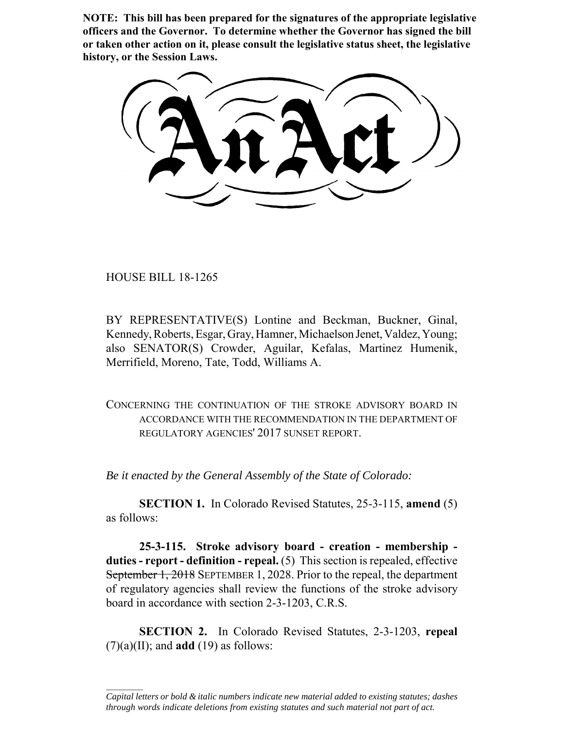**NOTE: This bill has been prepared for the signatures of the appropriate legislative officers and the Governor. To determine whether the Governor has signed the bill or taken other action on it, please consult the legislative status sheet, the legislative history, or the Session Laws.**

# An Act

HOUSE BILL 18-1265

BY REPRESENTATIVE(S) Lontine and Beckman, Buckner, Ginal, Kennedy, Roberts, Esgar, Gray, Hamner, Michaelson Jenet, Valdez, Young; also SENATOR(S) Crowder, Aguilar, Kefalas, Martinez Humenik, Merrifield, Moreno, Tate, Todd, Williams A.

CONCERNING THE CONTINUATION OF THE STROKE ADVISORY BOARD IN ACCORDANCE WITH THE RECOMMENDATION IN THE DEPARTMENT OF REGULATORY AGENCIES' 2017 SUNSET REPORT.

*Be it enacted by the General Assembly of the State of Colorado:*

**SECTION 1.** In Colorado Revised Statutes, 25-3-115, **amend** (5) as follows:

**25-3-115. Stroke advisory board - creation - membership - duties - report - definition - repeal.** (5) This section is repealed, effective ~~September 1, 2018~~ SEPTEMBER 1, 2028. Prior to the repeal, the department of regulatory agencies shall review the functions of the stroke advisory board in accordance with section 2-3-1203, C.R.S.

**SECTION 2.** In Colorado Revised Statutes, 2-3-1203, **repeal** (7)(a)(II); and **add** (19) as follows:

*Capital letters or bold & italic numbers indicate new material added to existing statutes; dashes through words indicate deletions from existing statutes and such material not part of act.*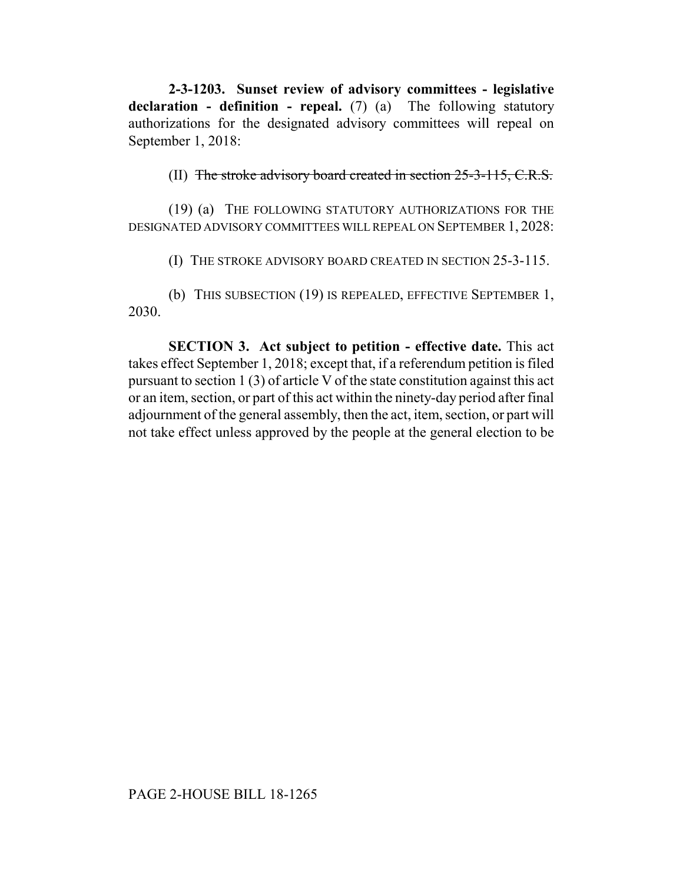**2-3-1203. Sunset review of advisory committees - legislative declaration - definition - repeal.** (7) (a) The following statutory authorizations for the designated advisory committees will repeal on September 1, 2018:

(II) ~~The stroke advisory board created in section 25-3-115, C.R.S.~~

(19) (a) THE FOLLOWING STATUTORY AUTHORIZATIONS FOR THE DESIGNATED ADVISORY COMMITTEES WILL REPEAL ON SEPTEMBER 1, 2028:

(I) THE STROKE ADVISORY BOARD CREATED IN SECTION 25-3-115.

(b) THIS SUBSECTION (19) IS REPEALED, EFFECTIVE SEPTEMBER 1, 2030.

**SECTION 3. Act subject to petition - effective date.** This act takes effect September 1, 2018; except that, if a referendum petition is filed pursuant to section 1 (3) of article V of the state constitution against this act or an item, section, or part of this act within the ninety-day period after final adjournment of the general assembly, then the act, item, section, or part will not take effect unless approved by the people at the general election to be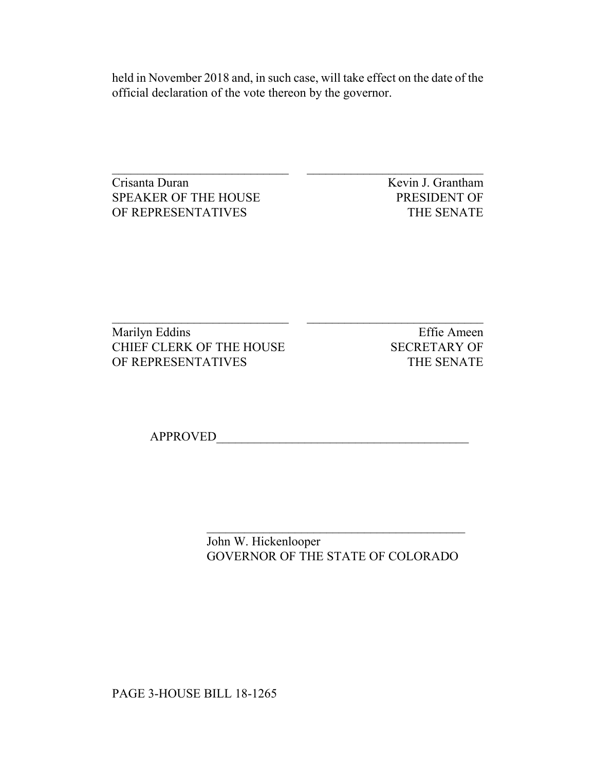held in November 2018 and, in such case, will take effect on the date of the official declaration of the vote thereon by the governor.

\_\_\_\_\_\_\_\_\_\_\_\_\_\_\_\_\_\_\_\_\_\_\_\_\_\_\_\_
Crisanta Duran
SPEAKER OF THE HOUSE
OF REPRESENTATIVES

\_\_\_\_\_\_\_\_\_\_\_\_\_\_\_\_\_\_\_\_\_\_\_\_\_\_\_\_
Kevin J. Grantham
PRESIDENT OF
THE SENATE

\_\_\_\_\_\_\_\_\_\_\_\_\_\_\_\_\_\_\_\_\_\_\_\_\_\_\_\_
Marilyn Eddins
CHIEF CLERK OF THE HOUSE
OF REPRESENTATIVES

\_\_\_\_\_\_\_\_\_\_\_\_\_\_\_\_\_\_\_\_\_\_\_\_\_\_\_\_
Effie Ameen
SECRETARY OF
THE SENATE

APPROVED\_\_\_\_\_\_\_\_\_\_\_\_\_\_\_\_\_\_\_\_\_\_\_\_\_\_\_\_\_\_\_\_\_\_\_\_\_\_\_\_

\_\_\_\_\_\_\_\_\_\_\_\_\_\_\_\_\_\_\_\_\_\_\_\_\_\_\_\_\_\_\_\_\_\_\_\_\_\_\_\_\_\_
John W. Hickenlooper
GOVERNOR OF THE STATE OF COLORADO

PAGE 3-HOUSE BILL 18-1265